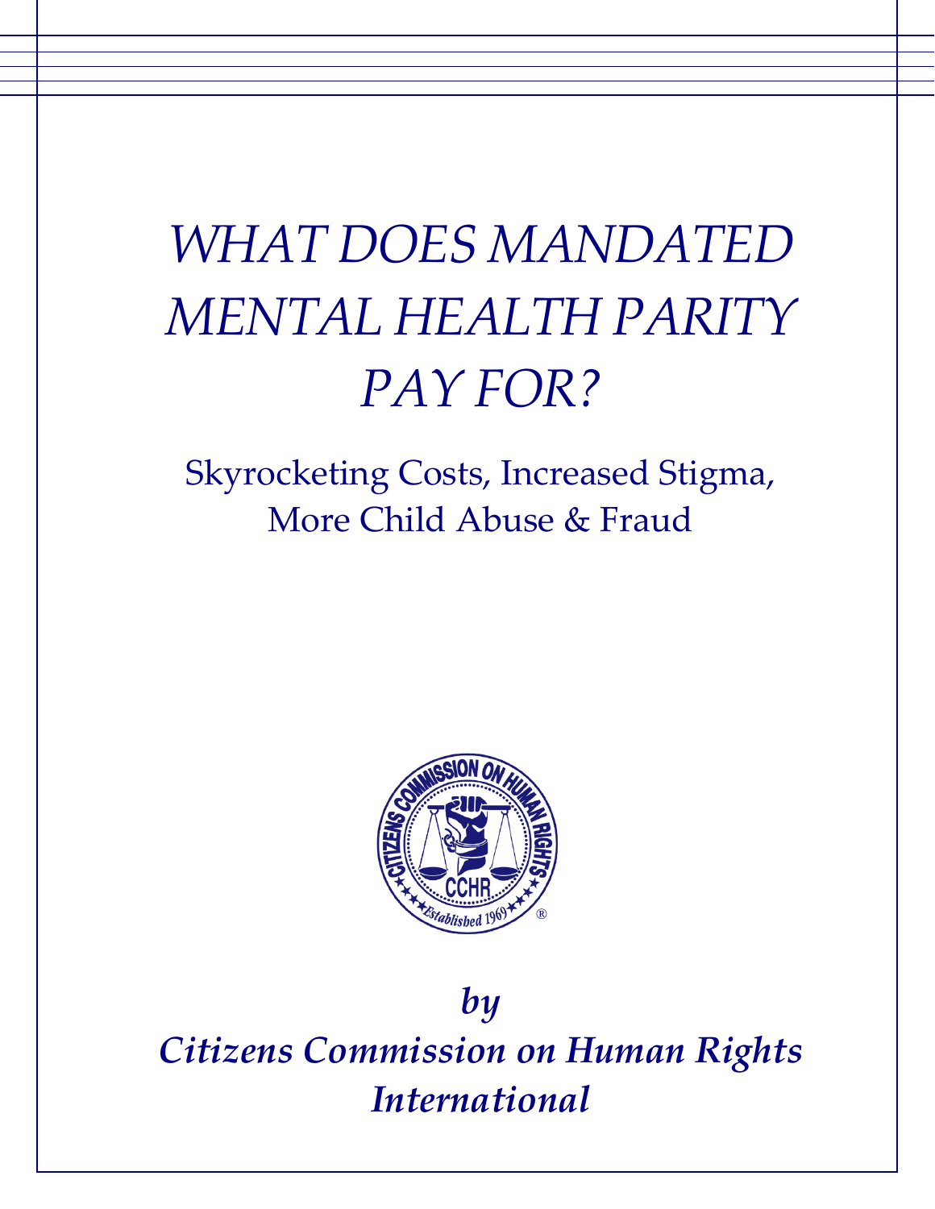# *WHAT DOES MANDATED MENTAL HEALTH PARITY PAY FOR?*

## Skyrocketing Costs, Increased Stigma, More Child Abuse & Fraud

***by***

***Citizens Commission on Human Rights International***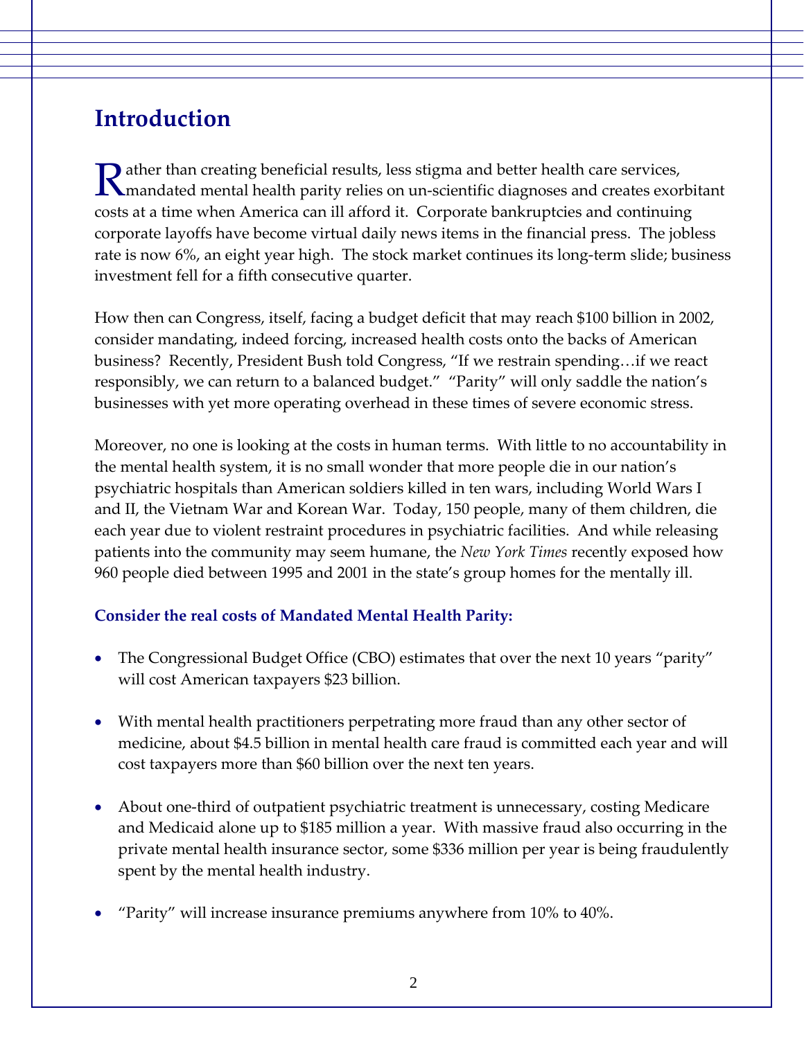## Introduction

Rather than creating beneficial results, less stigma and better health care services, mandated mental health parity relies on un-scientific diagnoses and creates exorbitant costs at a time when America can ill afford it. Corporate bankruptcies and continuing corporate layoffs have become virtual daily news items in the financial press. The jobless rate is now 6%, an eight year high. The stock market continues its long-term slide; business investment fell for a fifth consecutive quarter.

How then can Congress, itself, facing a budget deficit that may reach $100 billion in 2002, consider mandating, indeed forcing, increased health costs onto the backs of American business? Recently, President Bush told Congress, "If we restrain spending…if we react responsibly, we can return to a balanced budget." "Parity" will only saddle the nation's businesses with yet more operating overhead in these times of severe economic stress.

Moreover, no one is looking at the costs in human terms. With little to no accountability in the mental health system, it is no small wonder that more people die in our nation's psychiatric hospitals than American soldiers killed in ten wars, including World Wars I and II, the Vietnam War and Korean War. Today, 150 people, many of them children, die each year due to violent restraint procedures in psychiatric facilities. And while releasing patients into the community may seem humane, the *New York Times* recently exposed how 960 people died between 1995 and 2001 in the state's group homes for the mentally ill.

**Consider the real costs of Mandated Mental Health Parity:**

- The Congressional Budget Office (CBO) estimates that over the next 10 years "parity" will cost American taxpayers $23 billion.
- With mental health practitioners perpetrating more fraud than any other sector of medicine, about $4.5 billion in mental health care fraud is committed each year and will cost taxpayers more than $60 billion over the next ten years.
- About one-third of outpatient psychiatric treatment is unnecessary, costing Medicare and Medicaid alone up to $185 million a year. With massive fraud also occurring in the private mental health insurance sector, some $336 million per year is being fraudulently spent by the mental health industry.
- "Parity" will increase insurance premiums anywhere from 10% to 40%.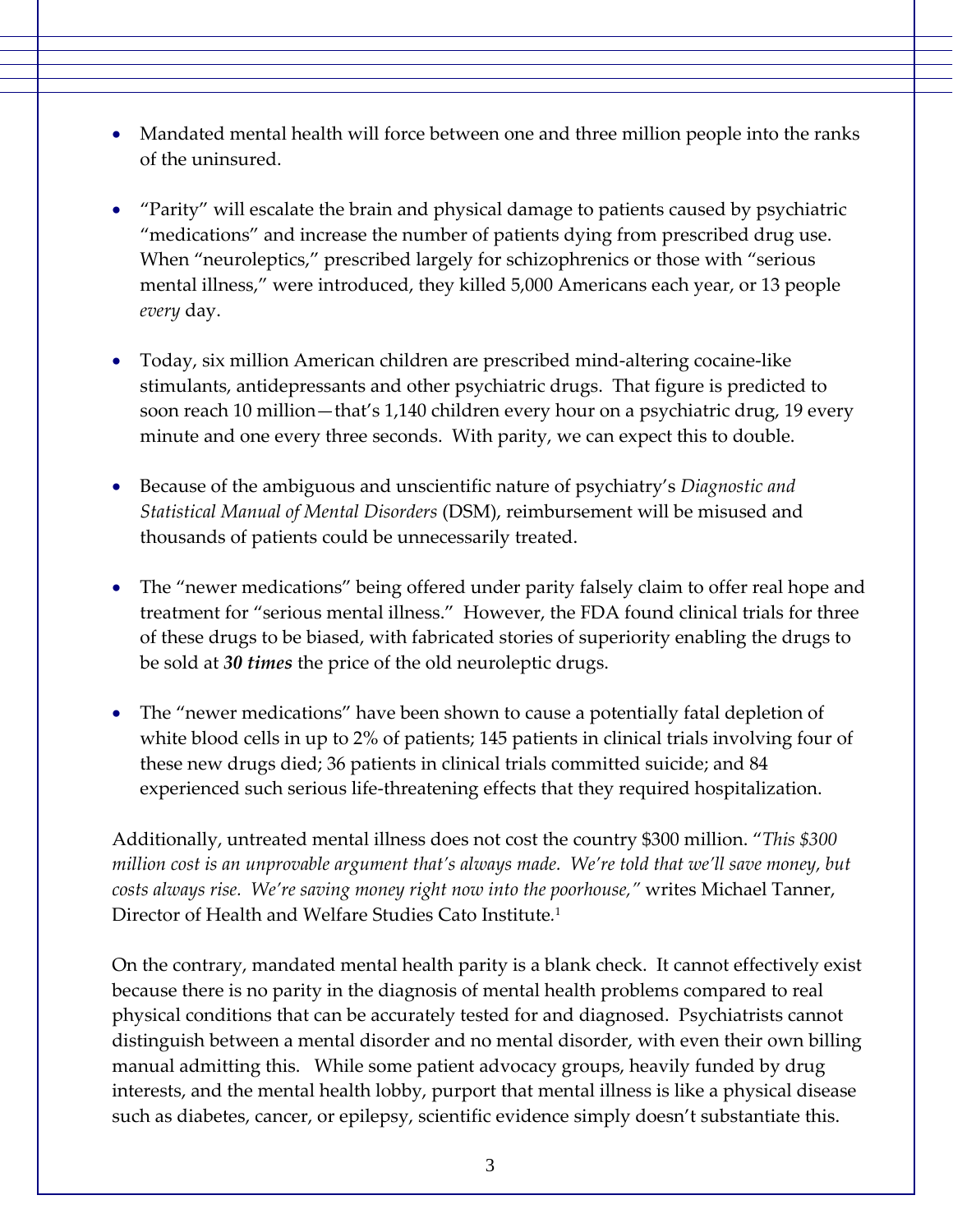- Mandated mental health will force between one and three million people into the ranks of the uninsured.

- "Parity" will escalate the brain and physical damage to patients caused by psychiatric "medications" and increase the number of patients dying from prescribed drug use. When "neuroleptics," prescribed largely for schizophrenics or those with "serious mental illness," were introduced, they killed 5,000 Americans each year, or 13 people *every* day.

- Today, six million American children are prescribed mind-altering cocaine-like stimulants, antidepressants and other psychiatric drugs. That figure is predicted to soon reach 10 million—that's 1,140 children every hour on a psychiatric drug, 19 every minute and one every three seconds. With parity, we can expect this to double.

- Because of the ambiguous and unscientific nature of psychiatry's *Diagnostic and Statistical Manual of Mental Disorders* (DSM), reimbursement will be misused and thousands of patients could be unnecessarily treated.

- The "newer medications" being offered under parity falsely claim to offer real hope and treatment for "serious mental illness." However, the FDA found clinical trials for three of these drugs to be biased, with fabricated stories of superiority enabling the drugs to be sold at ***30 times*** the price of the old neuroleptic drugs.

- The "newer medications" have been shown to cause a potentially fatal depletion of white blood cells in up to 2% of patients; 145 patients in clinical trials involving four of these new drugs died; 36 patients in clinical trials committed suicide; and 84 experienced such serious life-threatening effects that they required hospitalization.

Additionally, untreated mental illness does not cost the country $300 million. "*This $300 million cost is an unprovable argument that's always made. We're told that we'll save money, but costs always rise. We're saving money right now into the poorhouse,"* writes Michael Tanner, Director of Health and Welfare Studies Cato Institute.[1]

On the contrary, mandated mental health parity is a blank check. It cannot effectively exist because there is no parity in the diagnosis of mental health problems compared to real physical conditions that can be accurately tested for and diagnosed. Psychiatrists cannot distinguish between a mental disorder and no mental disorder, with even their own billing manual admitting this. While some patient advocacy groups, heavily funded by drug interests, and the mental health lobby, purport that mental illness is like a physical disease such as diabetes, cancer, or epilepsy, scientific evidence simply doesn't substantiate this.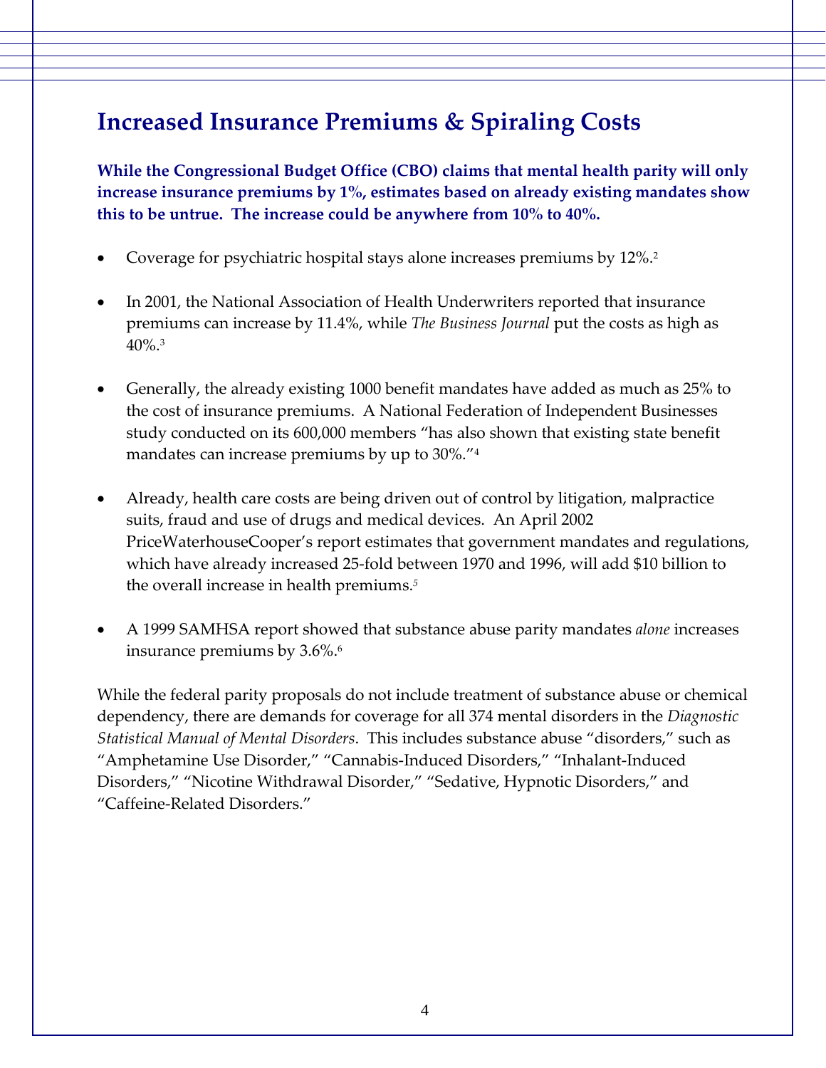## Increased Insurance Premiums & Spiraling Costs

**While the Congressional Budget Office (CBO) claims that mental health parity will only increase insurance premiums by 1%, estimates based on already existing mandates show this to be untrue. The increase could be anywhere from 10% to 40%.**

- Coverage for psychiatric hospital stays alone increases premiums by 12%.[2]
- In 2001, the National Association of Health Underwriters reported that insurance premiums can increase by 11.4%, while *The Business Journal* put the costs as high as 40%.[3]
- Generally, the already existing 1000 benefit mandates have added as much as 25% to the cost of insurance premiums. A National Federation of Independent Businesses study conducted on its 600,000 members "has also shown that existing state benefit mandates can increase premiums by up to 30%."[4]
- Already, health care costs are being driven out of control by litigation, malpractice suits, fraud and use of drugs and medical devices. An April 2002 PriceWaterhouseCooper's report estimates that government mandates and regulations, which have already increased 25-fold between 1970 and 1996, will add $10 billion to the overall increase in health premiums.[5]
- A 1999 SAMHSA report showed that substance abuse parity mandates *alone* increases insurance premiums by 3.6%.[6]

While the federal parity proposals do not include treatment of substance abuse or chemical dependency, there are demands for coverage for all 374 mental disorders in the *Diagnostic Statistical Manual of Mental Disorders*. This includes substance abuse "disorders," such as "Amphetamine Use Disorder," "Cannabis-Induced Disorders," "Inhalant-Induced Disorders," "Nicotine Withdrawal Disorder," "Sedative, Hypnotic Disorders," and "Caffeine-Related Disorders."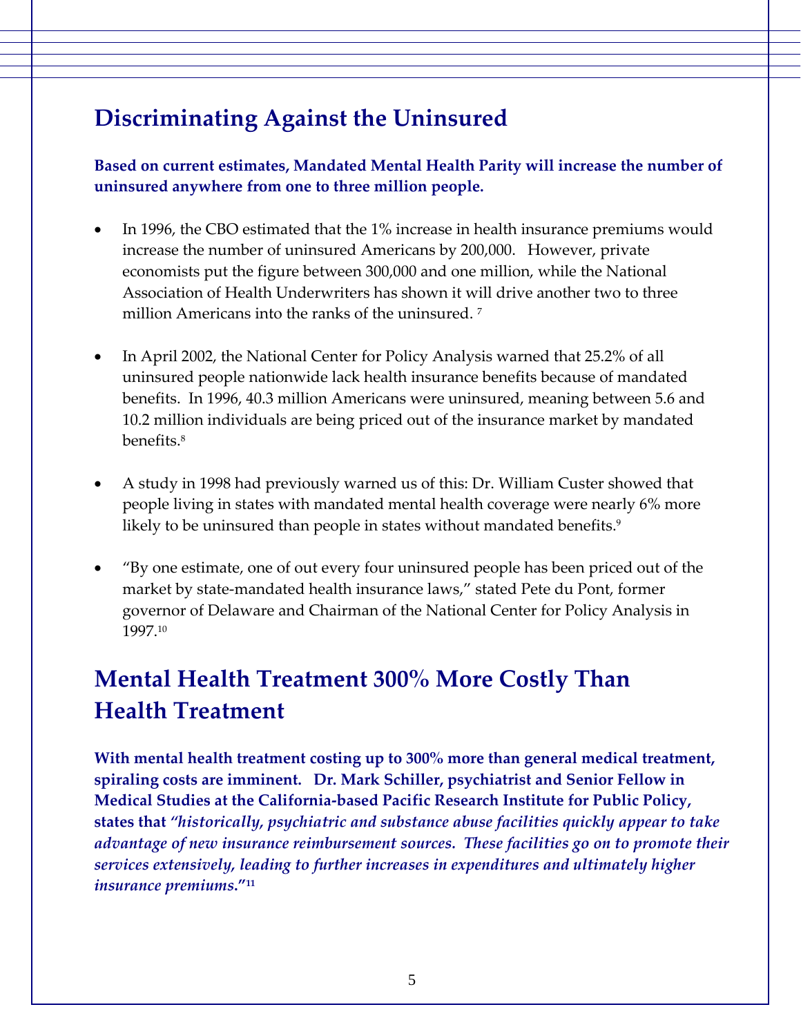## Discriminating Against the Uninsured

**Based on current estimates, Mandated Mental Health Parity will increase the number of uninsured anywhere from one to three million people.**

- In 1996, the CBO estimated that the 1% increase in health insurance premiums would increase the number of uninsured Americans by 200,000. However, private economists put the figure between 300,000 and one million, while the National Association of Health Underwriters has shown it will drive another two to three million Americans into the ranks of the uninsured. [7]

- In April 2002, the National Center for Policy Analysis warned that 25.2% of all uninsured people nationwide lack health insurance benefits because of mandated benefits. In 1996, 40.3 million Americans were uninsured, meaning between 5.6 and 10.2 million individuals are being priced out of the insurance market by mandated benefits.[8]

- A study in 1998 had previously warned us of this: Dr. William Custer showed that people living in states with mandated mental health coverage were nearly 6% more likely to be uninsured than people in states without mandated benefits.[9]

- "By one estimate, one of out every four uninsured people has been priced out of the market by state-mandated health insurance laws," stated Pete du Pont, former governor of Delaware and Chairman of the National Center for Policy Analysis in 1997.[10]

## Mental Health Treatment 300% More Costly Than Health Treatment

**With mental health treatment costing up to 300% more than general medical treatment, spiraling costs are imminent. Dr. Mark Schiller, psychiatrist and Senior Fellow in Medical Studies at the California-based Pacific Research Institute for Public Policy, states that *"historically, psychiatric and substance abuse facilities quickly appear to take advantage of new insurance reimbursement sources. These facilities go on to promote their services extensively, leading to further increases in expenditures and ultimately higher insurance premiums."*[11]**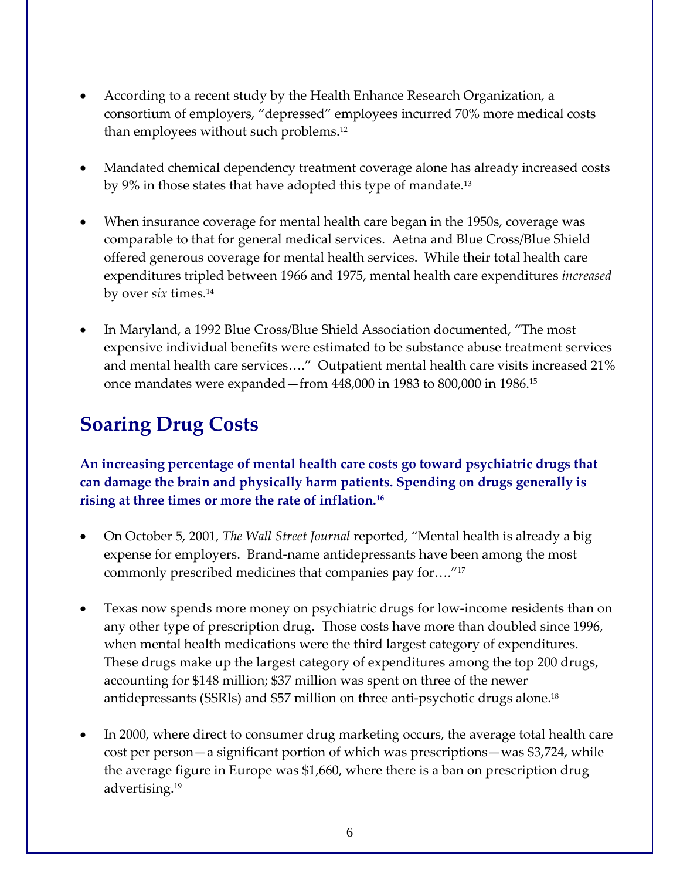- According to a recent study by the Health Enhance Research Organization, a consortium of employers, "depressed" employees incurred 70% more medical costs than employees without such problems.[12]

- Mandated chemical dependency treatment coverage alone has already increased costs by 9% in those states that have adopted this type of mandate.[13]

- When insurance coverage for mental health care began in the 1950s, coverage was comparable to that for general medical services. Aetna and Blue Cross/Blue Shield offered generous coverage for mental health services. While their total health care expenditures tripled between 1966 and 1975, mental health care expenditures *increased* by over *six* times.[14]

- In Maryland, a 1992 Blue Cross/Blue Shield Association documented, "The most expensive individual benefits were estimated to be substance abuse treatment services and mental health care services…." Outpatient mental health care visits increased 21% once mandates were expanded—from 448,000 in 1983 to 800,000 in 1986.[15]

## Soaring Drug Costs

**An increasing percentage of mental health care costs go toward psychiatric drugs that can damage the brain and physically harm patients. Spending on drugs generally is rising at three times or more the rate of inflation.[16]**

- On October 5, 2001, *The Wall Street Journal* reported, "Mental health is already a big expense for employers. Brand-name antidepressants have been among the most commonly prescribed medicines that companies pay for…."[17]

- Texas now spends more money on psychiatric drugs for low-income residents than on any other type of prescription drug. Those costs have more than doubled since 1996, when mental health medications were the third largest category of expenditures. These drugs make up the largest category of expenditures among the top 200 drugs, accounting for $148 million; $37 million was spent on three of the newer antidepressants (SSRIs) and $57 million on three anti-psychotic drugs alone.[18]

- In 2000, where direct to consumer drug marketing occurs, the average total health care cost per person—a significant portion of which was prescriptions—was $3,724, while the average figure in Europe was $1,660, where there is a ban on prescription drug advertising.[19]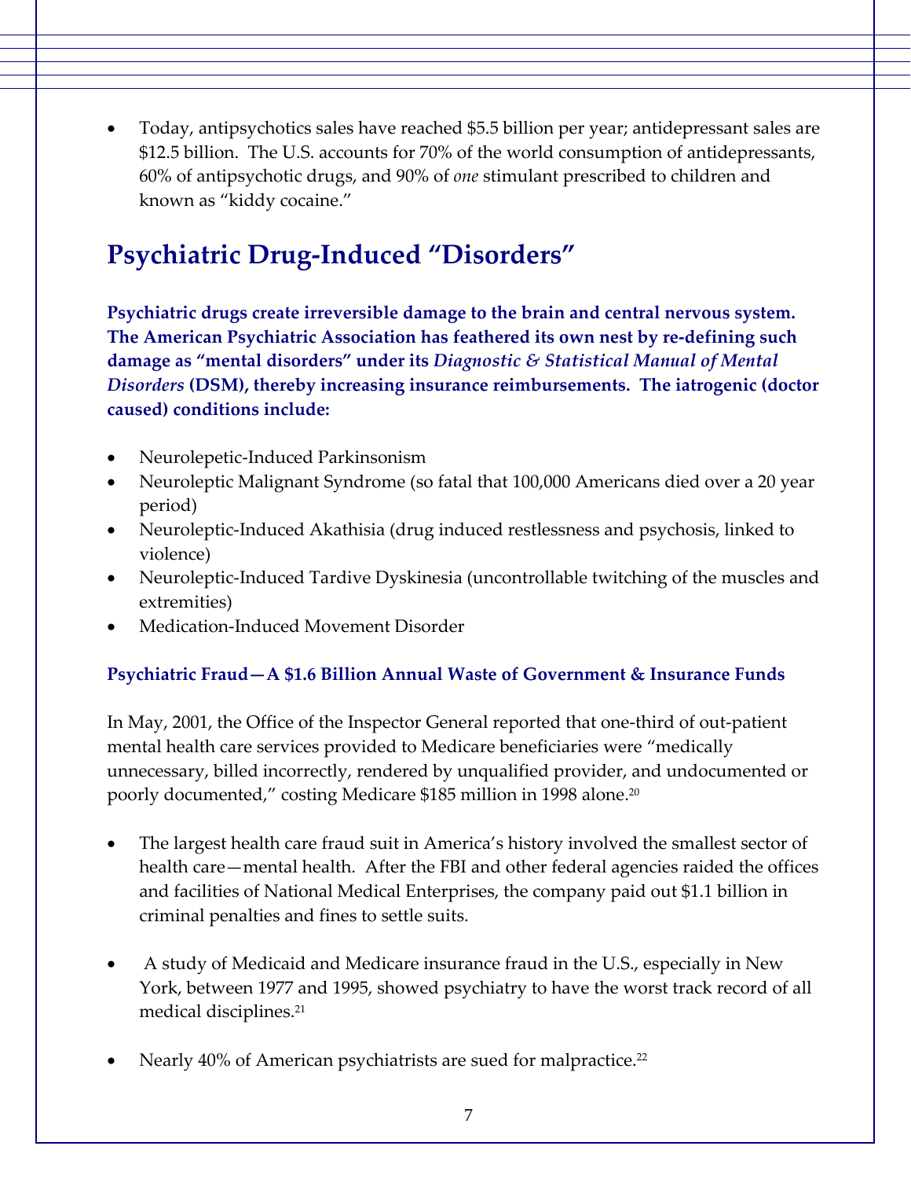- Today, antipsychotics sales have reached $5.5 billion per year; antidepressant sales are $12.5 billion. The U.S. accounts for 70% of the world consumption of antidepressants, 60% of antipsychotic drugs, and 90% of *one* stimulant prescribed to children and known as "kiddy cocaine."

## Psychiatric Drug-Induced "Disorders"

**Psychiatric drugs create irreversible damage to the brain and central nervous system. The American Psychiatric Association has feathered its own nest by re-defining such damage as "mental disorders" under its *Diagnostic & Statistical Manual of Mental Disorders* (DSM), thereby increasing insurance reimbursements. The iatrogenic (doctor caused) conditions include:**

- Neurolepetic-Induced Parkinsonism
- Neuroleptic Malignant Syndrome (so fatal that 100,000 Americans died over a 20 year period)
- Neuroleptic-Induced Akathisia (drug induced restlessness and psychosis, linked to violence)
- Neuroleptic-Induced Tardive Dyskinesia (uncontrollable twitching of the muscles and extremities)
- Medication-Induced Movement Disorder

### Psychiatric Fraud—A $1.6 Billion Annual Waste of Government & Insurance Funds

In May, 2001, the Office of the Inspector General reported that one-third of out-patient mental health care services provided to Medicare beneficiaries were "medically unnecessary, billed incorrectly, rendered by unqualified provider, and undocumented or poorly documented," costing Medicare $185 million in 1998 alone.[20]

- The largest health care fraud suit in America's history involved the smallest sector of health care—mental health. After the FBI and other federal agencies raided the offices and facilities of National Medical Enterprises, the company paid out $1.1 billion in criminal penalties and fines to settle suits.

- A study of Medicaid and Medicare insurance fraud in the U.S., especially in New York, between 1977 and 1995, showed psychiatry to have the worst track record of all medical disciplines.[21]

- Nearly 40% of American psychiatrists are sued for malpractice.[22]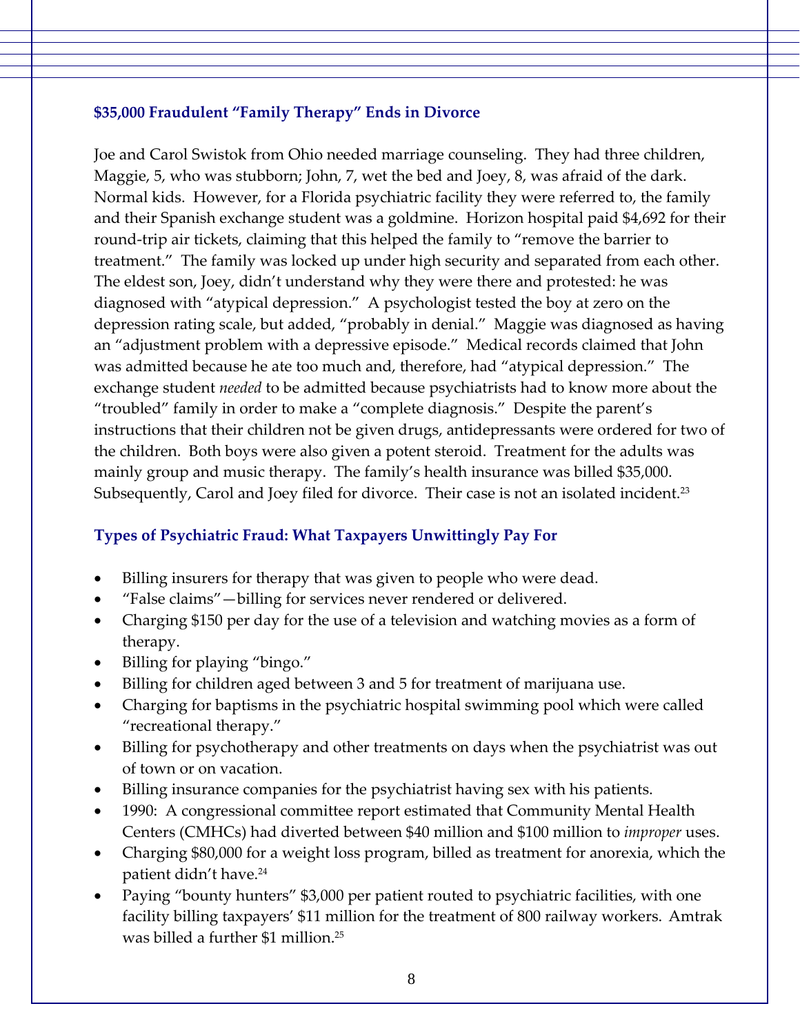### $35,000 Fraudulent "Family Therapy" Ends in Divorce

Joe and Carol Swistok from Ohio needed marriage counseling. They had three children, Maggie, 5, who was stubborn; John, 7, wet the bed and Joey, 8, was afraid of the dark. Normal kids. However, for a Florida psychiatric facility they were referred to, the family and their Spanish exchange student was a goldmine. Horizon hospital paid $4,692 for their round-trip air tickets, claiming that this helped the family to "remove the barrier to treatment." The family was locked up under high security and separated from each other. The eldest son, Joey, didn't understand why they were there and protested: he was diagnosed with "atypical depression." A psychologist tested the boy at zero on the depression rating scale, but added, "probably in denial." Maggie was diagnosed as having an "adjustment problem with a depressive episode." Medical records claimed that John was admitted because he ate too much and, therefore, had "atypical depression." The exchange student *needed* to be admitted because psychiatrists had to know more about the "troubled" family in order to make a "complete diagnosis." Despite the parent's instructions that their children not be given drugs, antidepressants were ordered for two of the children. Both boys were also given a potent steroid. Treatment for the adults was mainly group and music therapy. The family's health insurance was billed $35,000. Subsequently, Carol and Joey filed for divorce. Their case is not an isolated incident.[23]

### Types of Psychiatric Fraud: What Taxpayers Unwittingly Pay For

- Billing insurers for therapy that was given to people who were dead.
- "False claims"—billing for services never rendered or delivered.
- Charging $150 per day for the use of a television and watching movies as a form of therapy.
- Billing for playing "bingo."
- Billing for children aged between 3 and 5 for treatment of marijuana use.
- Charging for baptisms in the psychiatric hospital swimming pool which were called "recreational therapy."
- Billing for psychotherapy and other treatments on days when the psychiatrist was out of town or on vacation.
- Billing insurance companies for the psychiatrist having sex with his patients.
- 1990: A congressional committee report estimated that Community Mental Health Centers (CMHCs) had diverted between $40 million and $100 million to *improper* uses.
- Charging $80,000 for a weight loss program, billed as treatment for anorexia, which the patient didn't have.[24]
- Paying "bounty hunters" $3,000 per patient routed to psychiatric facilities, with one facility billing taxpayers' $11 million for the treatment of 800 railway workers. Amtrak was billed a further $1 million.[25]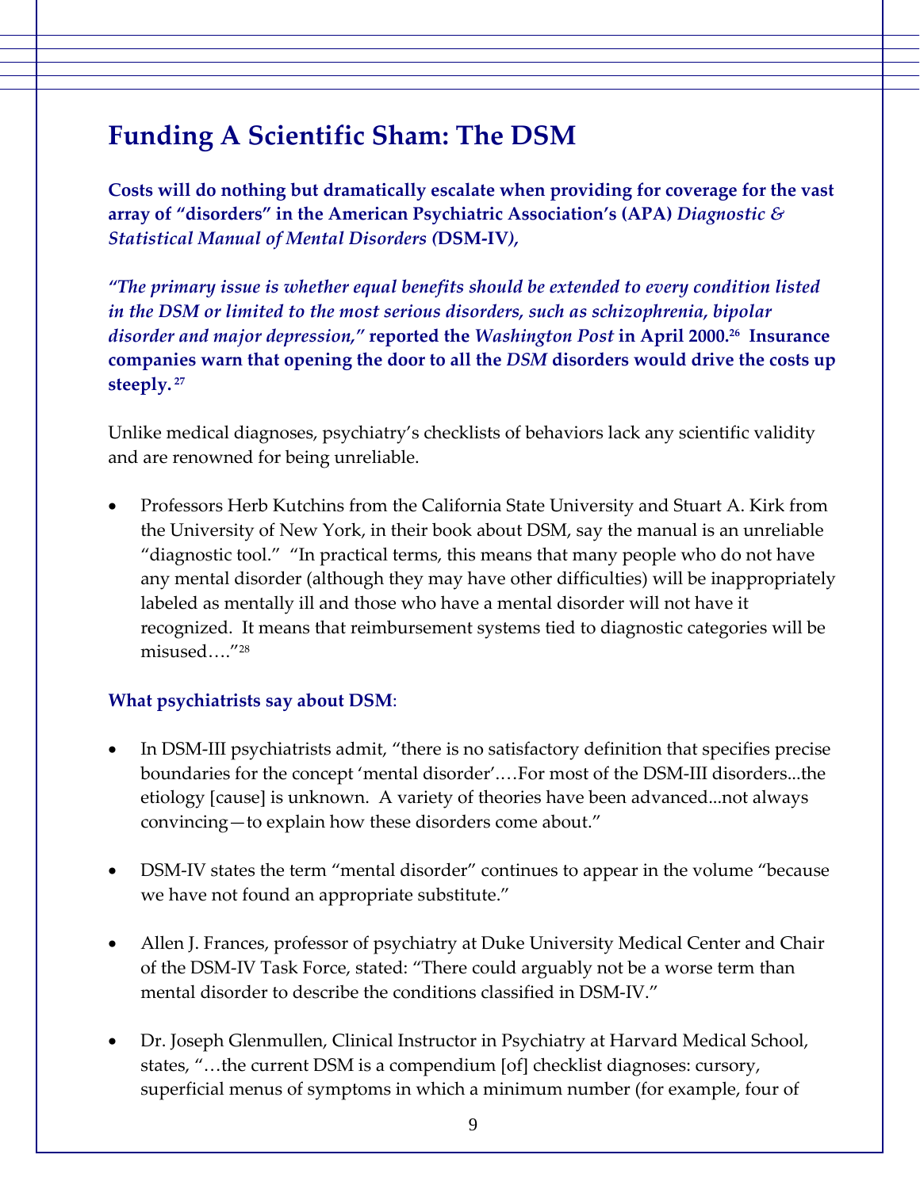## Funding A Scientific Sham: The DSM

**Costs will do nothing but dramatically escalate when providing for coverage for the vast array of "disorders" in the American Psychiatric Association's (APA) *Diagnostic & Statistical Manual of Mental Disorders (*DSM-IV*),***

***"The primary issue is whether equal benefits should be extended to every condition listed in the DSM or limited to the most serious disorders, such as schizophrenia, bipolar disorder and major depression,"* reported the *Washington Post* in April 2000.[26] Insurance companies warn that opening the door to all the *DSM* disorders would drive the costs up steeply.[27]**

Unlike medical diagnoses, psychiatry's checklists of behaviors lack any scientific validity and are renowned for being unreliable.

- Professors Herb Kutchins from the California State University and Stuart A. Kirk from the University of New York, in their book about DSM, say the manual is an unreliable "diagnostic tool." "In practical terms, this means that many people who do not have any mental disorder (although they may have other difficulties) will be inappropriately labeled as mentally ill and those who have a mental disorder will not have it recognized. It means that reimbursement systems tied to diagnostic categories will be misused…."[28]

**What psychiatrists say about DSM**:

- In DSM-III psychiatrists admit, "there is no satisfactory definition that specifies precise boundaries for the concept 'mental disorder'.…For most of the DSM-III disorders...the etiology [cause] is unknown. A variety of theories have been advanced...not always convincing—to explain how these disorders come about."

- DSM-IV states the term "mental disorder" continues to appear in the volume "because we have not found an appropriate substitute."

- Allen J. Frances, professor of psychiatry at Duke University Medical Center and Chair of the DSM-IV Task Force, stated: "There could arguably not be a worse term than mental disorder to describe the conditions classified in DSM-IV."

- Dr. Joseph Glenmullen, Clinical Instructor in Psychiatry at Harvard Medical School, states, "…the current DSM is a compendium [of] checklist diagnoses: cursory, superficial menus of symptoms in which a minimum number (for example, four of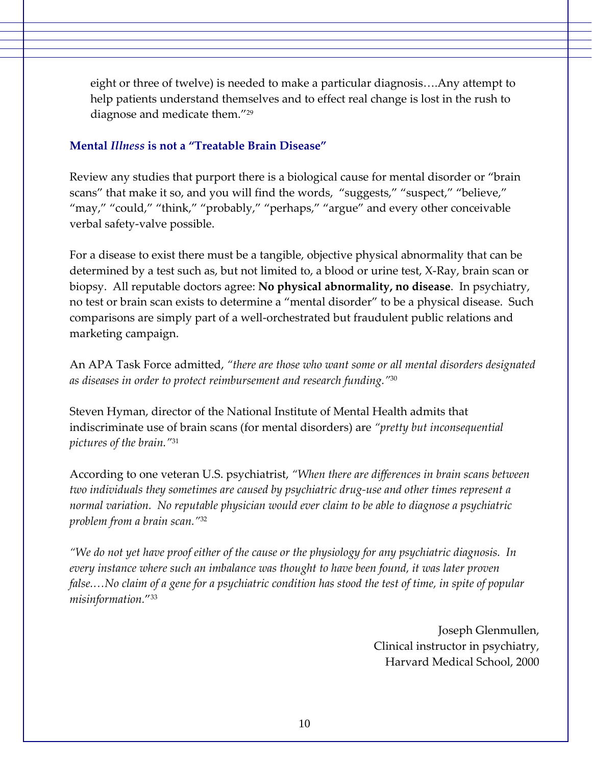> eight or three of twelve) is needed to make a particular diagnosis….Any attempt to help patients understand themselves and to effect real change is lost in the rush to diagnose and medicate them."[29]

### Mental *Illness* is not a "Treatable Brain Disease"

Review any studies that purport there is a biological cause for mental disorder or "brain scans" that make it so, and you will find the words, "suggests," "suspect," "believe," "may," "could," "think," "probably," "perhaps," "argue" and every other conceivable verbal safety-valve possible.

For a disease to exist there must be a tangible, objective physical abnormality that can be determined by a test such as, but not limited to, a blood or urine test, X-Ray, brain scan or biopsy. All reputable doctors agree: **No physical abnormality, no disease**. In psychiatry, no test or brain scan exists to determine a "mental disorder" to be a physical disease. Such comparisons are simply part of a well-orchestrated but fraudulent public relations and marketing campaign.

An APA Task Force admitted, *"there are those who want some or all mental disorders designated as diseases in order to protect reimbursement and research funding."*[30]

Steven Hyman, director of the National Institute of Mental Health admits that indiscriminate use of brain scans (for mental disorders) are *"pretty but inconsequential pictures of the brain."*[31]

According to one veteran U.S. psychiatrist, *"When there are differences in brain scans between two individuals they sometimes are caused by psychiatric drug-use and other times represent a normal variation. No reputable physician would ever claim to be able to diagnose a psychiatric problem from a brain scan."*[32]

*"We do not yet have proof either of the cause or the physiology for any psychiatric diagnosis. In every instance where such an imbalance was thought to have been found, it was later proven false.…No claim of a gene for a psychiatric condition has stood the test of time, in spite of popular misinformation."*[33]

Joseph Glenmullen,
Clinical instructor in psychiatry,
Harvard Medical School, 2000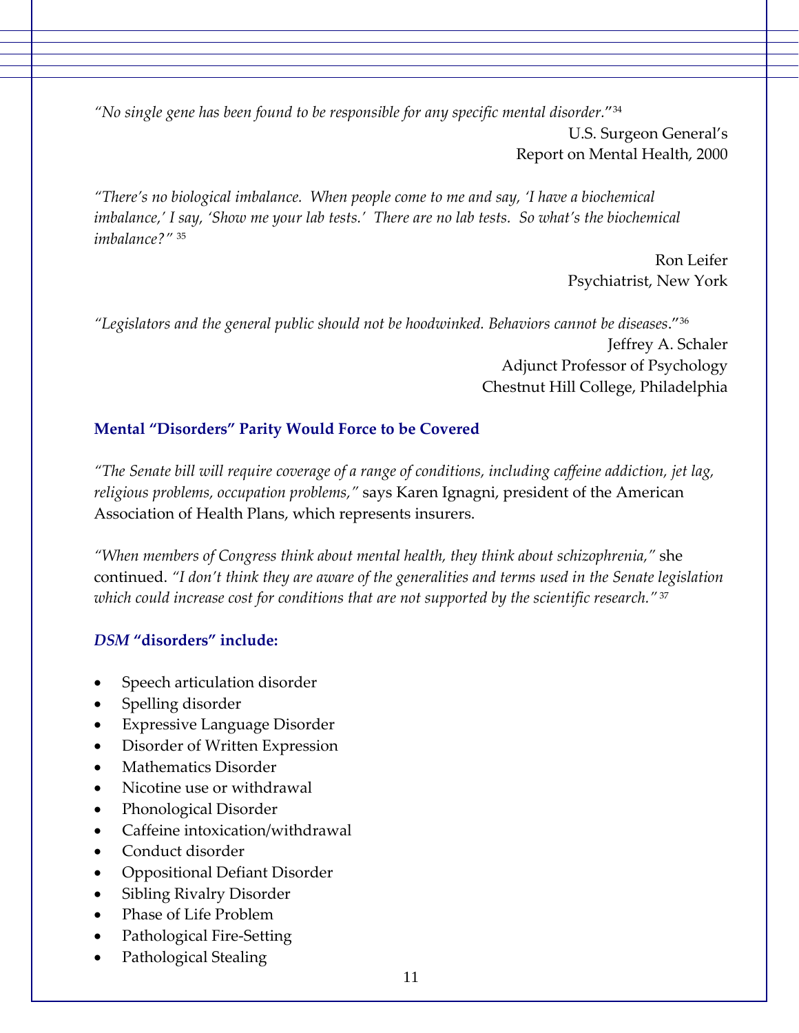*"No single gene has been found to be responsible for any specific mental disorder."*[34]

U.S. Surgeon General's
Report on Mental Health, 2000

*"There's no biological imbalance. When people come to me and say, 'I have a biochemical imbalance,' I say, 'Show me your lab tests.' There are no lab tests. So what's the biochemical imbalance?"* [35]

Ron Leifer
Psychiatrist, New York

*"Legislators and the general public should not be hoodwinked. Behaviors cannot be diseases."*[36]

Jeffrey A. Schaler
Adjunct Professor of Psychology
Chestnut Hill College, Philadelphia

### Mental "Disorders" Parity Would Force to be Covered

*"The Senate bill will require coverage of a range of conditions, including caffeine addiction, jet lag, religious problems, occupation problems,"* says Karen Ignagni, president of the American Association of Health Plans, which represents insurers.

*"When members of Congress think about mental health, they think about schizophrenia,"* she continued. *"I don't think they are aware of the generalities and terms used in the Senate legislation which could increase cost for conditions that are not supported by the scientific research."* [37]

### *DSM* "disorders" include:

- Speech articulation disorder
- Spelling disorder
- Expressive Language Disorder
- Disorder of Written Expression
- Mathematics Disorder
- Nicotine use or withdrawal
- Phonological Disorder
- Caffeine intoxication/withdrawal
- Conduct disorder
- Oppositional Defiant Disorder
- Sibling Rivalry Disorder
- Phase of Life Problem
- Pathological Fire-Setting
- Pathological Stealing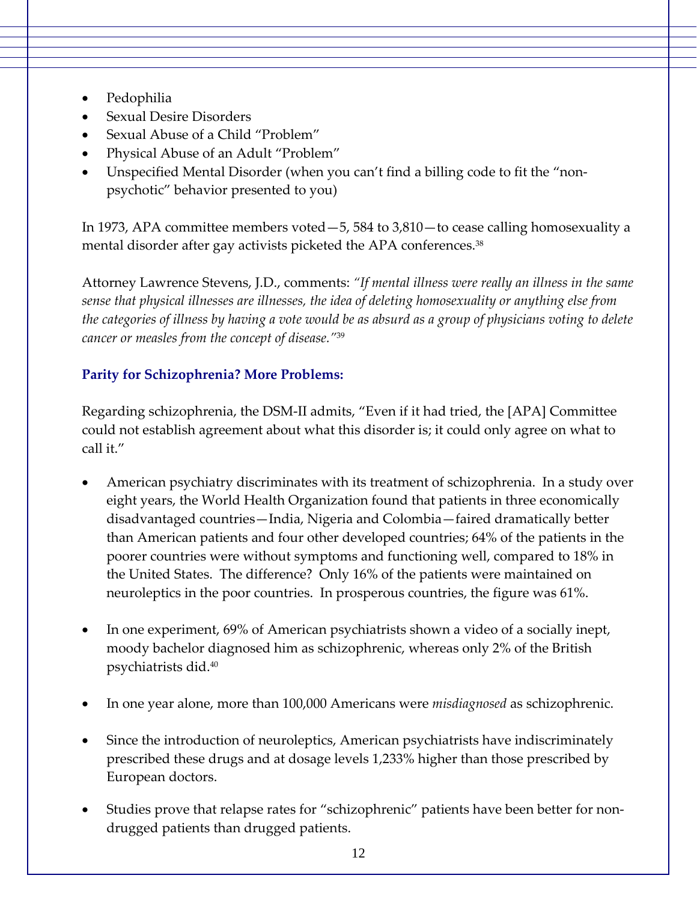- Pedophilia
- Sexual Desire Disorders
- Sexual Abuse of a Child "Problem"
- Physical Abuse of an Adult "Problem"
- Unspecified Mental Disorder (when you can't find a billing code to fit the "non-psychotic" behavior presented to you)

In 1973, APA committee members voted—5, 584 to 3,810—to cease calling homosexuality a mental disorder after gay activists picketed the APA conferences.[38]

Attorney Lawrence Stevens, J.D., comments: *"If mental illness were really an illness in the same sense that physical illnesses are illnesses, the idea of deleting homosexuality or anything else from the categories of illness by having a vote would be as absurd as a group of physicians voting to delete cancer or measles from the concept of disease."*[39]

**Parity for Schizophrenia? More Problems:**

Regarding schizophrenia, the DSM-II admits, "Even if it had tried, the [APA] Committee could not establish agreement about what this disorder is; it could only agree on what to call it."

- American psychiatry discriminates with its treatment of schizophrenia. In a study over eight years, the World Health Organization found that patients in three economically disadvantaged countries—India, Nigeria and Colombia—faired dramatically better than American patients and four other developed countries; 64% of the patients in the poorer countries were without symptoms and functioning well, compared to 18% in the United States. The difference? Only 16% of the patients were maintained on neuroleptics in the poor countries. In prosperous countries, the figure was 61%.

- In one experiment, 69% of American psychiatrists shown a video of a socially inept, moody bachelor diagnosed him as schizophrenic, whereas only 2% of the British psychiatrists did.[40]

- In one year alone, more than 100,000 Americans were *misdiagnosed* as schizophrenic.

- Since the introduction of neuroleptics, American psychiatrists have indiscriminately prescribed these drugs and at dosage levels 1,233% higher than those prescribed by European doctors.

- Studies prove that relapse rates for "schizophrenic" patients have been better for non-drugged patients than drugged patients.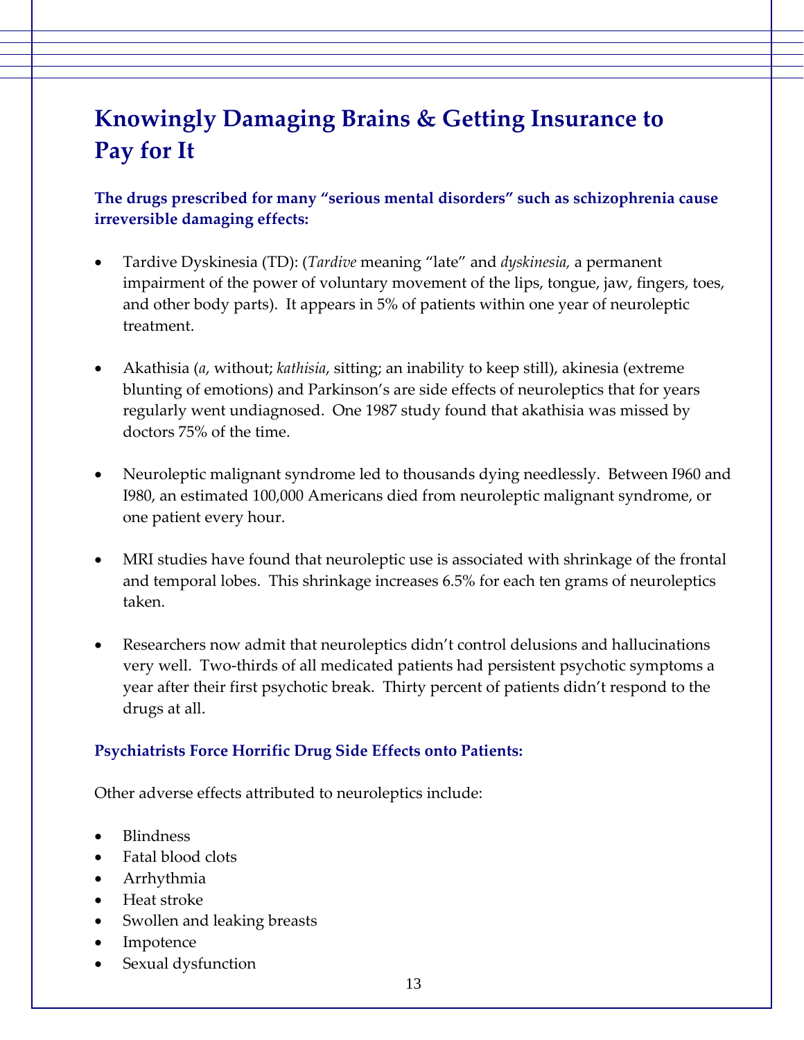## Knowingly Damaging Brains & Getting Insurance to Pay for It

**The drugs prescribed for many "serious mental disorders" such as schizophrenia cause irreversible damaging effects:**

- Tardive Dyskinesia (TD): (*Tardive* meaning "late" and *dyskinesia,* a permanent impairment of the power of voluntary movement of the lips, tongue, jaw, fingers, toes, and other body parts). It appears in 5% of patients within one year of neuroleptic treatment.

- Akathisia (*a*, without; *kathisia*, sitting; an inability to keep still), akinesia (extreme blunting of emotions) and Parkinson's are side effects of neuroleptics that for years regularly went undiagnosed. One 1987 study found that akathisia was missed by doctors 75% of the time.

- Neuroleptic malignant syndrome led to thousands dying needlessly. Between I960 and I980, an estimated 100,000 Americans died from neuroleptic malignant syndrome, or one patient every hour.

- MRI studies have found that neuroleptic use is associated with shrinkage of the frontal and temporal lobes. This shrinkage increases 6.5% for each ten grams of neuroleptics taken.

- Researchers now admit that neuroleptics didn't control delusions and hallucinations very well. Two-thirds of all medicated patients had persistent psychotic symptoms a year after their first psychotic break. Thirty percent of patients didn't respond to the drugs at all.

### Psychiatrists Force Horrific Drug Side Effects onto Patients:

Other adverse effects attributed to neuroleptics include:

- Blindness
- Fatal blood clots
- Arrhythmia
- Heat stroke
- Swollen and leaking breasts
- Impotence
- Sexual dysfunction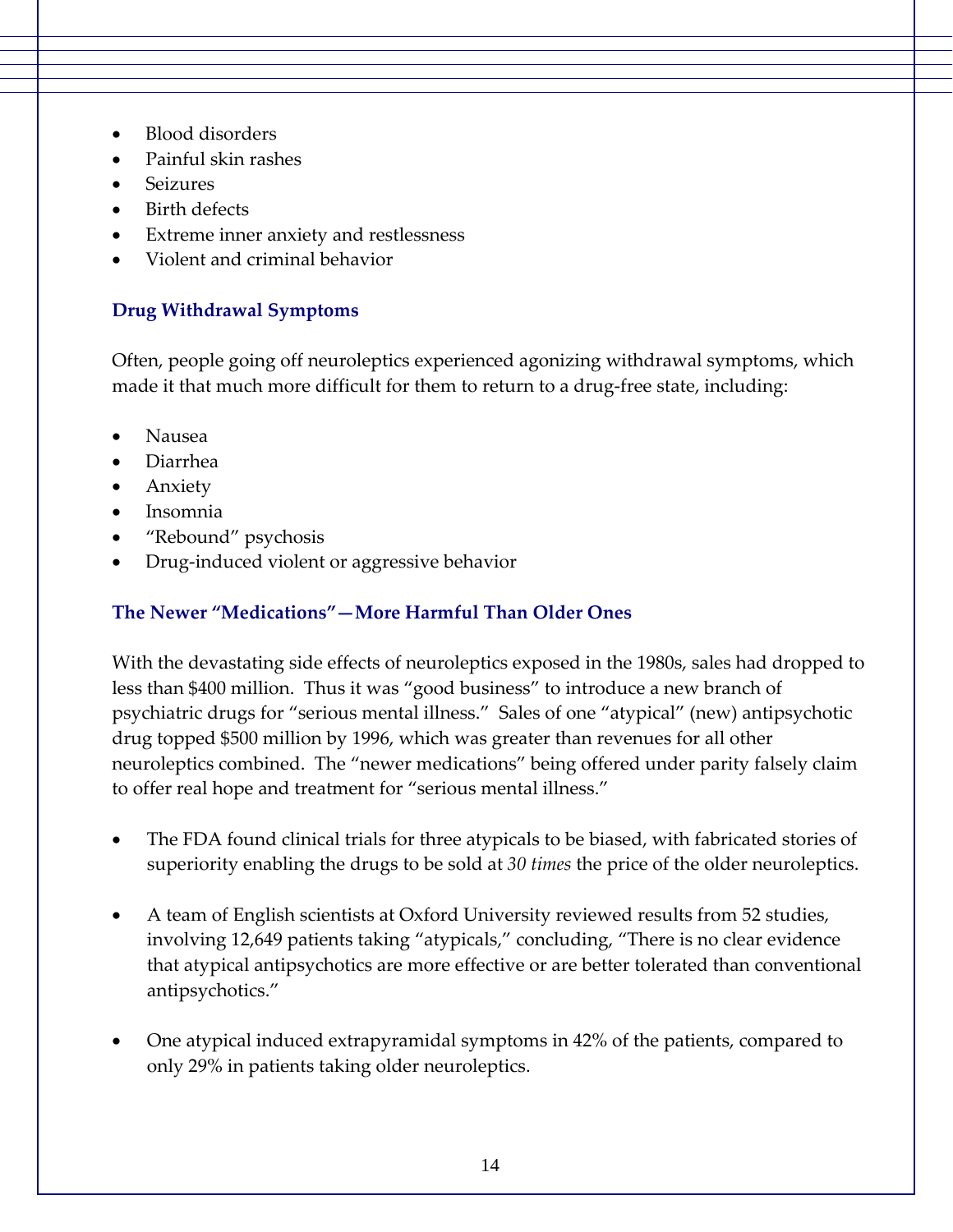- Blood disorders
- Painful skin rashes
- Seizures
- Birth defects
- Extreme inner anxiety and restlessness
- Violent and criminal behavior

### Drug Withdrawal Symptoms

Often, people going off neuroleptics experienced agonizing withdrawal symptoms, which made it that much more difficult for them to return to a drug-free state, including:

- Nausea
- Diarrhea
- Anxiety
- Insomnia
- "Rebound" psychosis
- Drug-induced violent or aggressive behavior

### The Newer "Medications"—More Harmful Than Older Ones

With the devastating side effects of neuroleptics exposed in the 1980s, sales had dropped to less than $400 million. Thus it was "good business" to introduce a new branch of psychiatric drugs for "serious mental illness." Sales of one "atypical" (new) antipsychotic drug topped $500 million by 1996, which was greater than revenues for all other neuroleptics combined. The "newer medications" being offered under parity falsely claim to offer real hope and treatment for "serious mental illness."

- The FDA found clinical trials for three atypicals to be biased, with fabricated stories of superiority enabling the drugs to be sold at *30 times* the price of the older neuroleptics.

- A team of English scientists at Oxford University reviewed results from 52 studies, involving 12,649 patients taking "atypicals," concluding, "There is no clear evidence that atypical antipsychotics are more effective or are better tolerated than conventional antipsychotics."

- One atypical induced extrapyramidal symptoms in 42% of the patients, compared to only 29% in patients taking older neuroleptics.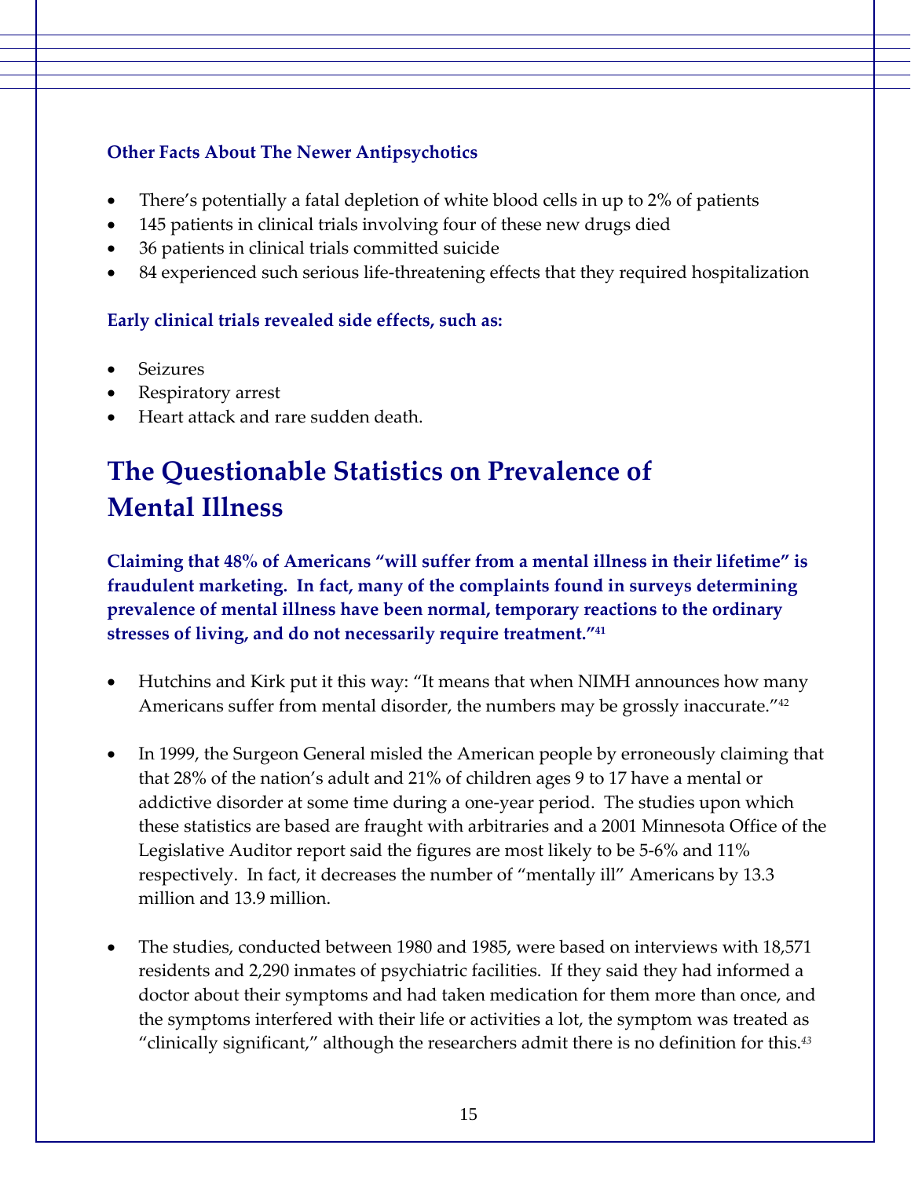### Other Facts About The Newer Antipsychotics

- There's potentially a fatal depletion of white blood cells in up to 2% of patients
- 145 patients in clinical trials involving four of these new drugs died
- 36 patients in clinical trials committed suicide
- 84 experienced such serious life-threatening effects that they required hospitalization

### Early clinical trials revealed side effects, such as:

- Seizures
- Respiratory arrest
- Heart attack and rare sudden death.

## The Questionable Statistics on Prevalence of Mental Illness

**Claiming that 48% of Americans "will suffer from a mental illness in their lifetime" is fraudulent marketing. In fact, many of the complaints found in surveys determining prevalence of mental illness have been normal, temporary reactions to the ordinary stresses of living, and do not necessarily require treatment."[41]**

- Hutchins and Kirk put it this way: "It means that when NIMH announces how many Americans suffer from mental disorder, the numbers may be grossly inaccurate."[42]

- In 1999, the Surgeon General misled the American people by erroneously claiming that that 28% of the nation's adult and 21% of children ages 9 to 17 have a mental or addictive disorder at some time during a one-year period. The studies upon which these statistics are based are fraught with arbitraries and a 2001 Minnesota Office of the Legislative Auditor report said the figures are most likely to be 5-6% and 11% respectively. In fact, it decreases the number of "mentally ill" Americans by 13.3 million and 13.9 million.

- The studies, conducted between 1980 and 1985, were based on interviews with 18,571 residents and 2,290 inmates of psychiatric facilities. If they said they had informed a doctor about their symptoms and had taken medication for them more than once, and the symptoms interfered with their life or activities a lot, the symptom was treated as "clinically significant," although the researchers admit there is no definition for this.[43]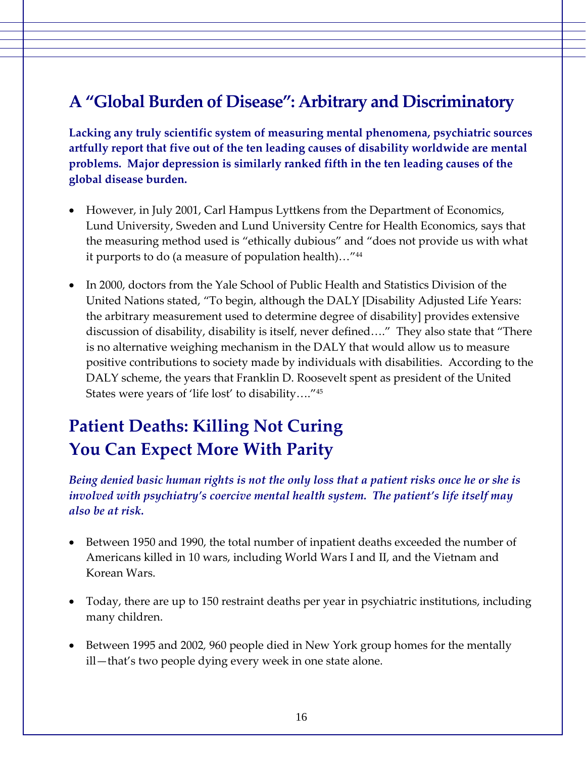## A "Global Burden of Disease": Arbitrary and Discriminatory

**Lacking any truly scientific system of measuring mental phenomena, psychiatric sources artfully report that five out of the ten leading causes of disability worldwide are mental problems. Major depression is similarly ranked fifth in the ten leading causes of the global disease burden.**

- However, in July 2001, Carl Hampus Lyttkens from the Department of Economics, Lund University, Sweden and Lund University Centre for Health Economics, says that the measuring method used is "ethically dubious" and "does not provide us with what it purports to do (a measure of population health)…"[44]

- In 2000, doctors from the Yale School of Public Health and Statistics Division of the United Nations stated, "To begin, although the DALY [Disability Adjusted Life Years: the arbitrary measurement used to determine degree of disability] provides extensive discussion of disability, disability is itself, never defined…." They also state that "There is no alternative weighing mechanism in the DALY that would allow us to measure positive contributions to society made by individuals with disabilities. According to the DALY scheme, the years that Franklin D. Roosevelt spent as president of the United States were years of 'life lost' to disability…."[45]

## Patient Deaths: Killing Not Curing
## You Can Expect More With Parity

***Being denied basic human rights is not the only loss that a patient risks once he or she is involved with psychiatry's coercive mental health system. The patient's life itself may also be at risk.***

- Between 1950 and 1990, the total number of inpatient deaths exceeded the number of Americans killed in 10 wars, including World Wars I and II, and the Vietnam and Korean Wars.

- Today, there are up to 150 restraint deaths per year in psychiatric institutions, including many children.

- Between 1995 and 2002, 960 people died in New York group homes for the mentally ill—that's two people dying every week in one state alone.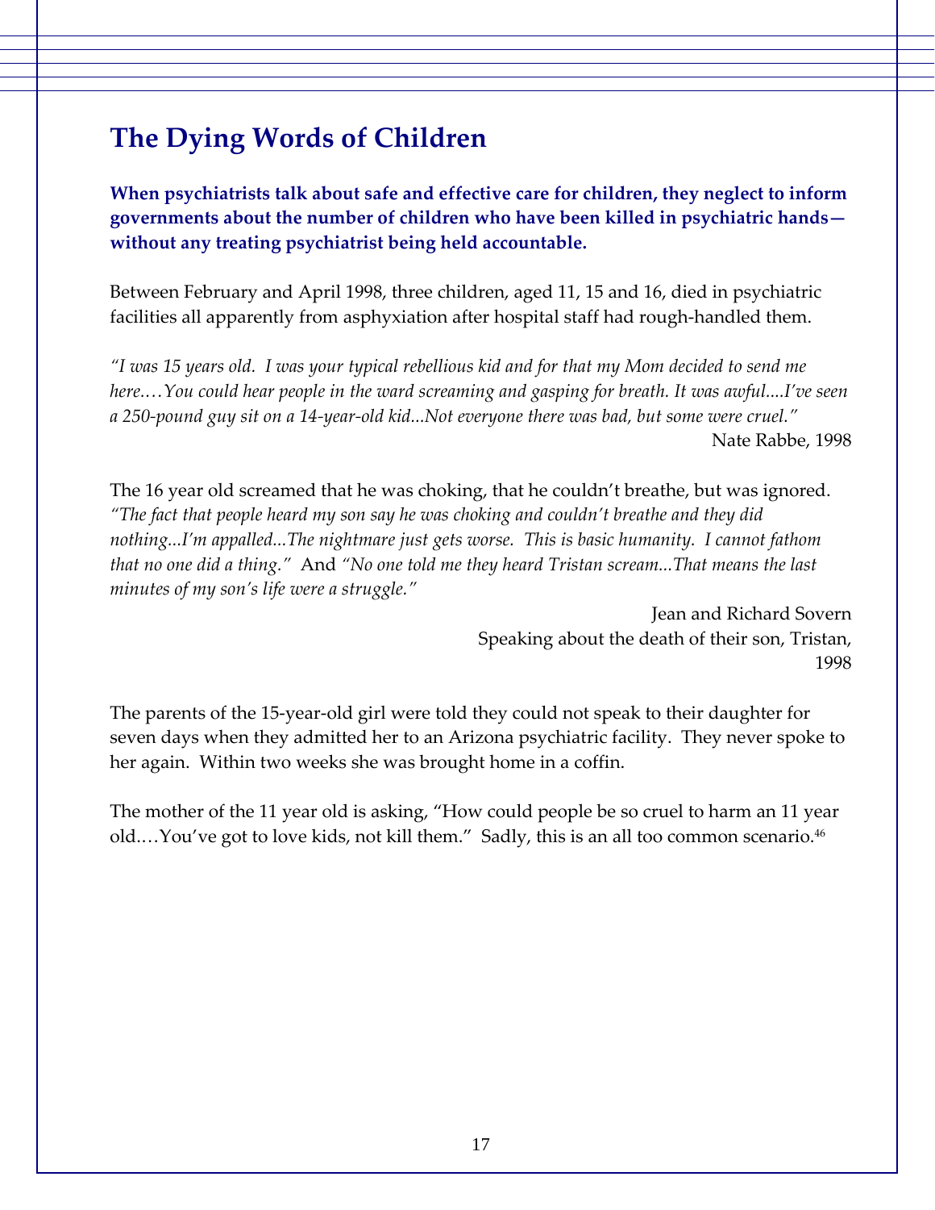# The Dying Words of Children

**When psychiatrists talk about safe and effective care for children, they neglect to inform governments about the number of children who have been killed in psychiatric hands—without any treating psychiatrist being held accountable.**

Between February and April 1998, three children, aged 11, 15 and 16, died in psychiatric facilities all apparently from asphyxiation after hospital staff had rough-handled them.

*"I was 15 years old. I was your typical rebellious kid and for that my Mom decided to send me here.…You could hear people in the ward screaming and gasping for breath. It was awful....I've seen a 250-pound guy sit on a 14-year-old kid...Not everyone there was bad, but some were cruel."*

Nate Rabbe, 1998

The 16 year old screamed that he was choking, that he couldn't breathe, but was ignored. *"The fact that people heard my son say he was choking and couldn't breathe and they did nothing...I'm appalled...The nightmare just gets worse. This is basic humanity. I cannot fathom that no one did a thing."* And *"No one told me they heard Tristan scream...That means the last minutes of my son's life were a struggle."*

Jean and Richard Sovern
Speaking about the death of their son, Tristan,
1998

The parents of the 15-year-old girl were told they could not speak to their daughter for seven days when they admitted her to an Arizona psychiatric facility. They never spoke to her again. Within two weeks she was brought home in a coffin.

The mother of the 11 year old is asking, "How could people be so cruel to harm an 11 year old.…You've got to love kids, not kill them." Sadly, this is an all too common scenario.[46]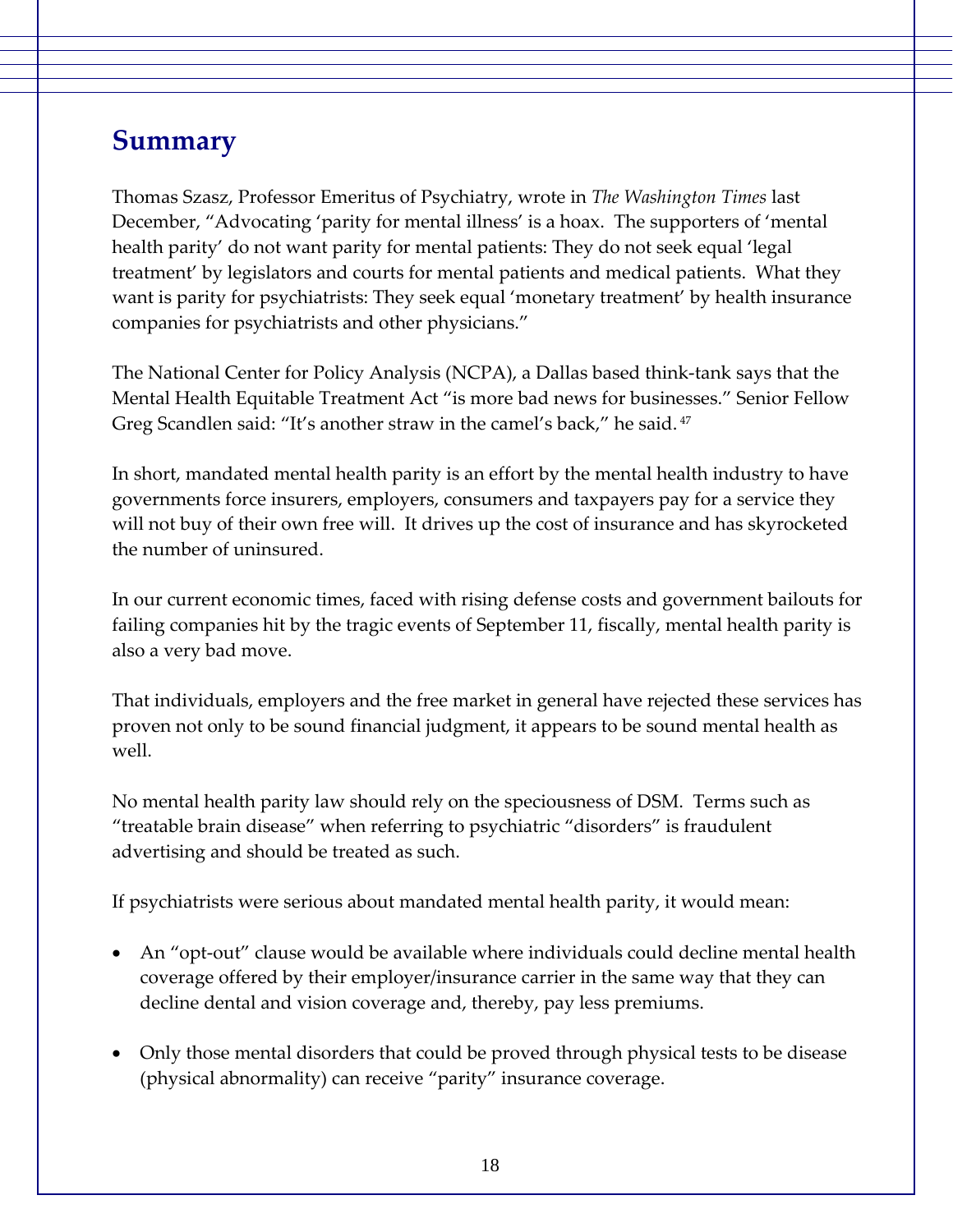## Summary

Thomas Szasz, Professor Emeritus of Psychiatry, wrote in *The Washington Times* last December, "Advocating 'parity for mental illness' is a hoax. The supporters of 'mental health parity' do not want parity for mental patients: They do not seek equal 'legal treatment' by legislators and courts for mental patients and medical patients. What they want is parity for psychiatrists: They seek equal 'monetary treatment' by health insurance companies for psychiatrists and other physicians."

The National Center for Policy Analysis (NCPA), a Dallas based think-tank says that the Mental Health Equitable Treatment Act "is more bad news for businesses." Senior Fellow Greg Scandlen said: "It's another straw in the camel's back," he said.[47]

In short, mandated mental health parity is an effort by the mental health industry to have governments force insurers, employers, consumers and taxpayers pay for a service they will not buy of their own free will. It drives up the cost of insurance and has skyrocketed the number of uninsured.

In our current economic times, faced with rising defense costs and government bailouts for failing companies hit by the tragic events of September 11, fiscally, mental health parity is also a very bad move.

That individuals, employers and the free market in general have rejected these services has proven not only to be sound financial judgment, it appears to be sound mental health as well.

No mental health parity law should rely on the speciousness of DSM. Terms such as "treatable brain disease" when referring to psychiatric "disorders" is fraudulent advertising and should be treated as such.

If psychiatrists were serious about mandated mental health parity, it would mean:

- An "opt-out" clause would be available where individuals could decline mental health coverage offered by their employer/insurance carrier in the same way that they can decline dental and vision coverage and, thereby, pay less premiums.
- Only those mental disorders that could be proved through physical tests to be disease (physical abnormality) can receive "parity" insurance coverage.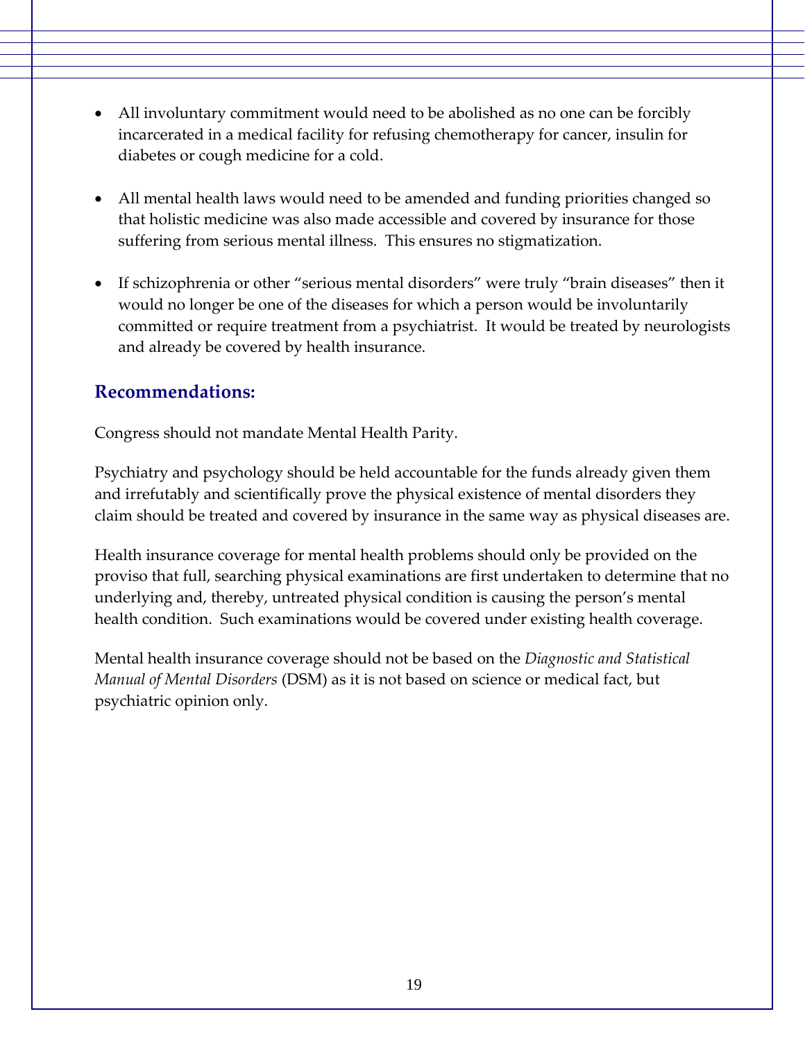- All involuntary commitment would need to be abolished as no one can be forcibly incarcerated in a medical facility for refusing chemotherapy for cancer, insulin for diabetes or cough medicine for a cold.

- All mental health laws would need to be amended and funding priorities changed so that holistic medicine was also made accessible and covered by insurance for those suffering from serious mental illness. This ensures no stigmatization.

- If schizophrenia or other "serious mental disorders" were truly "brain diseases" then it would no longer be one of the diseases for which a person would be involuntarily committed or require treatment from a psychiatrist. It would be treated by neurologists and already be covered by health insurance.

## Recommendations:

Congress should not mandate Mental Health Parity.

Psychiatry and psychology should be held accountable for the funds already given them and irrefutably and scientifically prove the physical existence of mental disorders they claim should be treated and covered by insurance in the same way as physical diseases are.

Health insurance coverage for mental health problems should only be provided on the proviso that full, searching physical examinations are first undertaken to determine that no underlying and, thereby, untreated physical condition is causing the person's mental health condition. Such examinations would be covered under existing health coverage.

Mental health insurance coverage should not be based on the *Diagnostic and Statistical Manual of Mental Disorders* (DSM) as it is not based on science or medical fact, but psychiatric opinion only.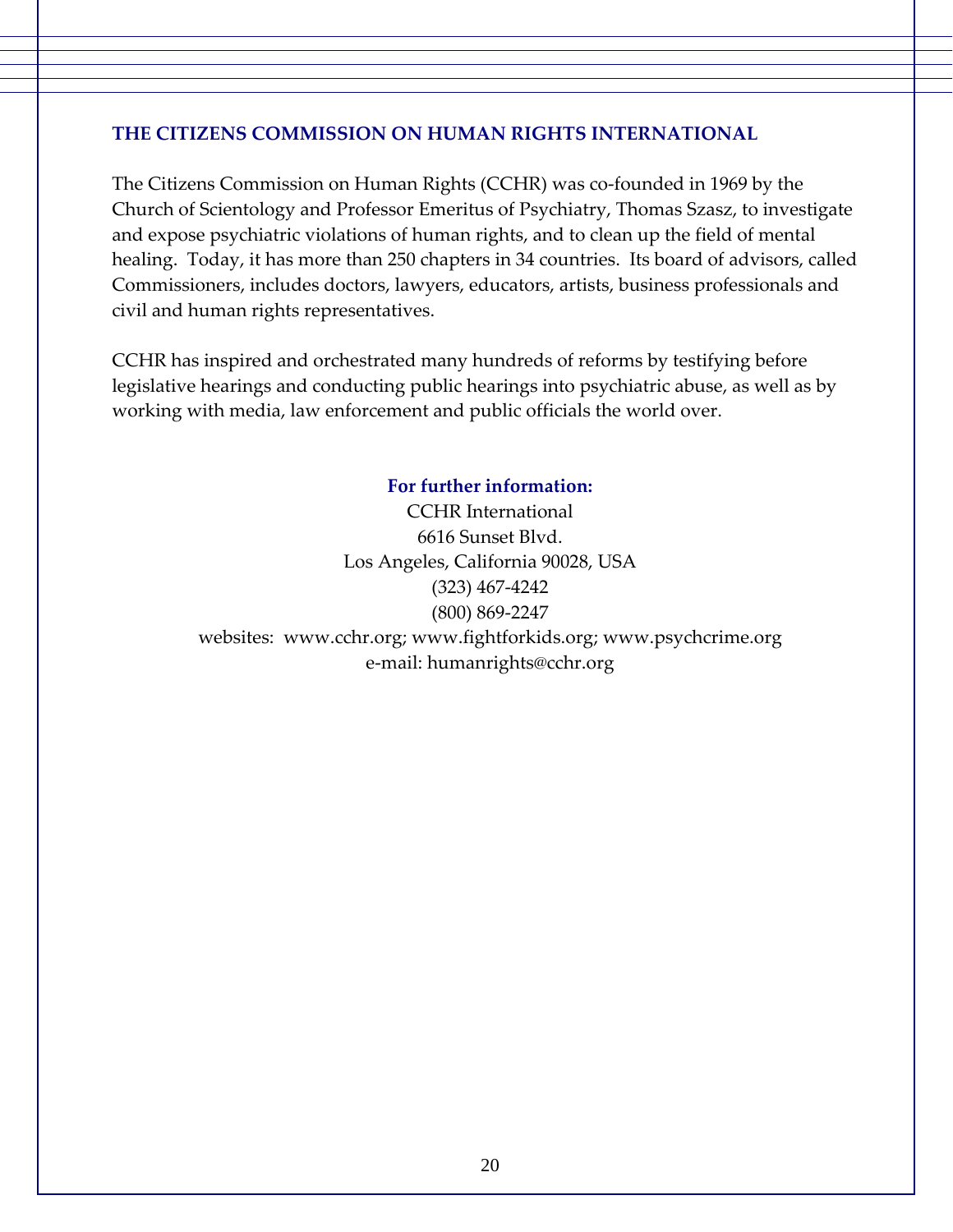## THE CITIZENS COMMISSION ON HUMAN RIGHTS INTERNATIONAL

The Citizens Commission on Human Rights (CCHR) was co-founded in 1969 by the Church of Scientology and Professor Emeritus of Psychiatry, Thomas Szasz, to investigate and expose psychiatric violations of human rights, and to clean up the field of mental healing. Today, it has more than 250 chapters in 34 countries. Its board of advisors, called Commissioners, includes doctors, lawyers, educators, artists, business professionals and civil and human rights representatives.

CCHR has inspired and orchestrated many hundreds of reforms by testifying before legislative hearings and conducting public hearings into psychiatric abuse, as well as by working with media, law enforcement and public officials the world over.

**For further information:**

CCHR International
6616 Sunset Blvd.
Los Angeles, California 90028, USA
(323) 467-4242
(800) 869-2247
websites: www.cchr.org; www.fightforkids.org; www.psychcrime.org
e-mail: humanrights@cchr.org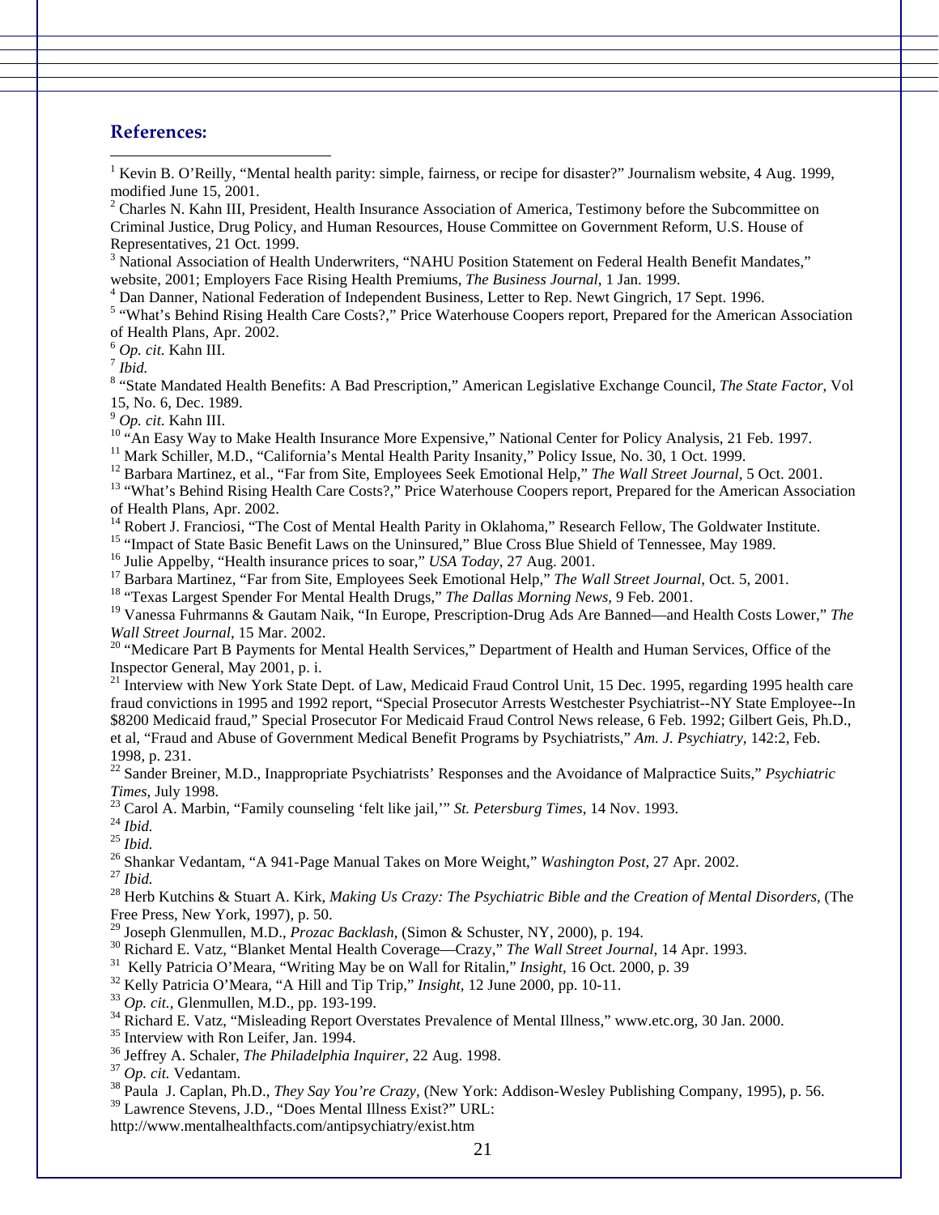## References:

[1] Kevin B. O'Reilly, "Mental health parity: simple, fairness, or recipe for disaster?" Journalism website, 4 Aug. 1999, modified June 15, 2001.

[2] Charles N. Kahn III, President, Health Insurance Association of America, Testimony before the Subcommittee on Criminal Justice, Drug Policy, and Human Resources, House Committee on Government Reform, U.S. House of Representatives, 21 Oct. 1999.

[3] National Association of Health Underwriters, "NAHU Position Statement on Federal Health Benefit Mandates," website, 2001; Employers Face Rising Health Premiums, *The Business Journal*, 1 Jan. 1999.

[4] Dan Danner, National Federation of Independent Business, Letter to Rep. Newt Gingrich, 17 Sept. 1996.

[5] "What's Behind Rising Health Care Costs?," Price Waterhouse Coopers report, Prepared for the American Association of Health Plans, Apr. 2002.

[6] *Op. cit.* Kahn III.

[7] *Ibid.*

[8] "State Mandated Health Benefits: A Bad Prescription," American Legislative Exchange Council, *The State Factor*, Vol 15, No. 6, Dec. 1989.

[9] *Op. cit.* Kahn III.

[10] "An Easy Way to Make Health Insurance More Expensive," National Center for Policy Analysis, 21 Feb. 1997.

[11] Mark Schiller, M.D., "California's Mental Health Parity Insanity," Policy Issue, No. 30, 1 Oct. 1999.

[12] Barbara Martinez, et al., "Far from Site, Employees Seek Emotional Help," *The Wall Street Journal*, 5 Oct. 2001.

[13] "What's Behind Rising Health Care Costs?," Price Waterhouse Coopers report, Prepared for the American Association of Health Plans, Apr. 2002.

[14] Robert J. Franciosi, "The Cost of Mental Health Parity in Oklahoma," Research Fellow, The Goldwater Institute.

[15] "Impact of State Basic Benefit Laws on the Uninsured," Blue Cross Blue Shield of Tennessee, May 1989.

[16] Julie Appelby, "Health insurance prices to soar," *USA Today*, 27 Aug. 2001.

[17] Barbara Martinez, "Far from Site, Employees Seek Emotional Help," *The Wall Street Journal*, Oct. 5, 2001.

[18] "Texas Largest Spender For Mental Health Drugs," *The Dallas Morning News*, 9 Feb. 2001.

[19] Vanessa Fuhrmanns & Gautam Naik, "In Europe, Prescription-Drug Ads Are Banned—and Health Costs Lower," *The Wall Street Journal*, 15 Mar. 2002.

[20] "Medicare Part B Payments for Mental Health Services," Department of Health and Human Services, Office of the Inspector General, May 2001, p. i.

[21] Interview with New York State Dept. of Law, Medicaid Fraud Control Unit, 15 Dec. 1995, regarding 1995 health care fraud convictions in 1995 and 1992 report, "Special Prosecutor Arrests Westchester Psychiatrist--NY State Employee--In $8200 Medicaid fraud," Special Prosecutor For Medicaid Fraud Control News release, 6 Feb. 1992; Gilbert Geis, Ph.D., et al, "Fraud and Abuse of Government Medical Benefit Programs by Psychiatrists," *Am. J. Psychiatry*, 142:2, Feb. 1998, p. 231.

[22] Sander Breiner, M.D., Inappropriate Psychiatrists' Responses and the Avoidance of Malpractice Suits," *Psychiatric Times*, July 1998.

[23] Carol A. Marbin, "Family counseling 'felt like jail,'" *St. Petersburg Times*, 14 Nov. 1993.

[24] *Ibid.*

[25] *Ibid.*

[26] Shankar Vedantam, "A 941-Page Manual Takes on More Weight," *Washington Post*, 27 Apr. 2002.

[27] *Ibid.*

[28] Herb Kutchins & Stuart A. Kirk, *Making Us Crazy: The Psychiatric Bible and the Creation of Mental Disorders*, (The Free Press, New York, 1997), p. 50.

[29] Joseph Glenmullen, M.D., *Prozac Backlash*, (Simon & Schuster, NY, 2000), p. 194.

[30] Richard E. Vatz, "Blanket Mental Health Coverage—Crazy," *The Wall Street Journal*, 14 Apr. 1993.

[31] Kelly Patricia O'Meara, "Writing May be on Wall for Ritalin," *Insight*, 16 Oct. 2000, p. 39

[32] Kelly Patricia O'Meara, "A Hill and Tip Trip," *Insight*, 12 June 2000, pp. 10-11.

[33] *Op. cit.*, Glenmullen, M.D., pp. 193-199.

[34] Richard E. Vatz, "Misleading Report Overstates Prevalence of Mental Illness," www.etc.org, 30 Jan. 2000.

[35] Interview with Ron Leifer, Jan. 1994.

[36] Jeffrey A. Schaler, *The Philadelphia Inquirer*, 22 Aug. 1998.

[37] *Op. cit.* Vedantam.

[38] Paula J. Caplan, Ph.D., *They Say You're Crazy*, (New York: Addison-Wesley Publishing Company, 1995), p. 56.

[39] Lawrence Stevens, J.D., "Does Mental Illness Exist?" URL: http://www.mentalhealthfacts.com/antipsychiatry/exist.htm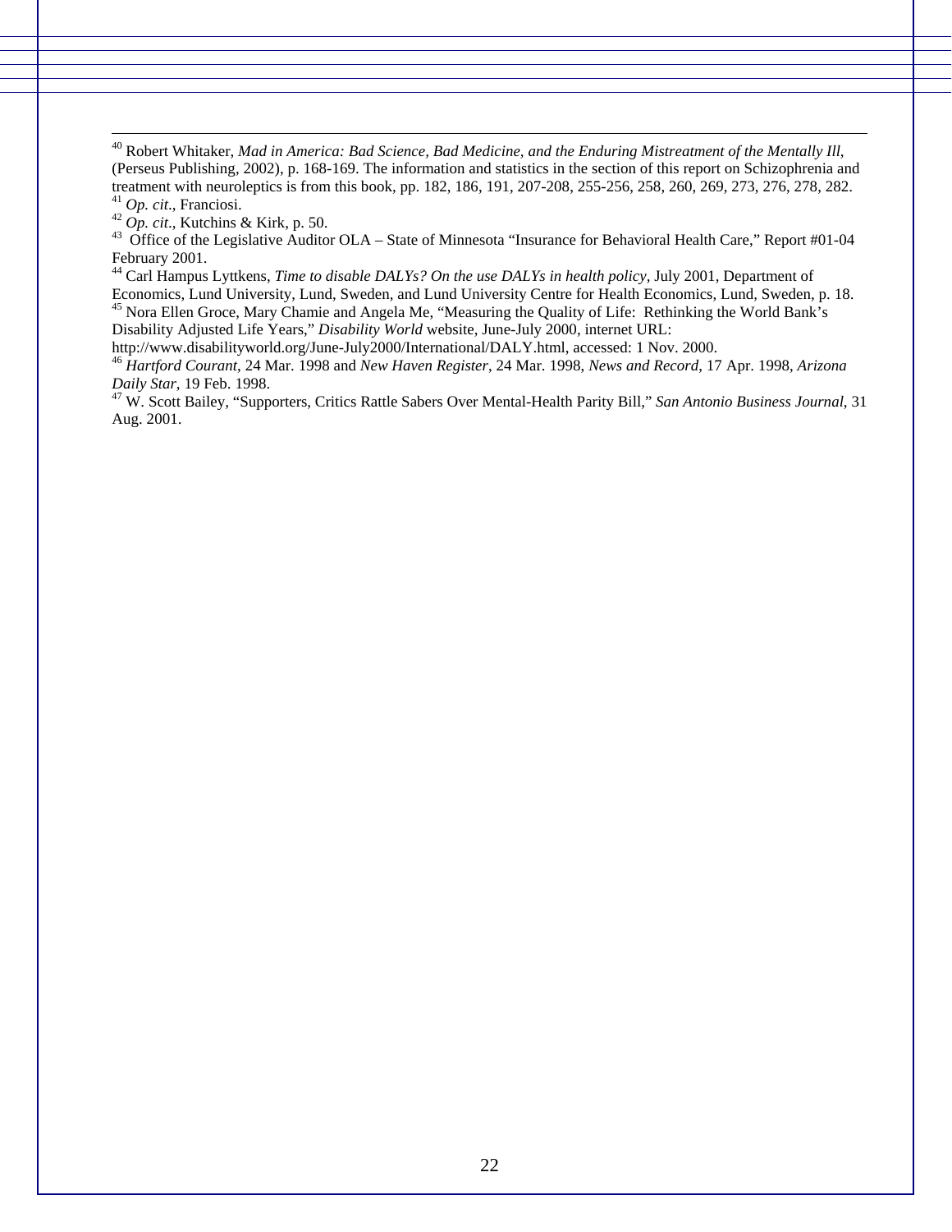[40] Robert Whitaker, *Mad in America: Bad Science, Bad Medicine, and the Enduring Mistreatment of the Mentally Ill*, (Perseus Publishing, 2002), p. 168-169. The information and statistics in the section of this report on Schizophrenia and treatment with neuroleptics is from this book, pp. 182, 186, 191, 207-208, 255-256, 258, 260, 269, 273, 276, 278, 282.

[41] *Op. cit*., Franciosi.

[42] *Op. cit*., Kutchins & Kirk, p. 50.

[43] Office of the Legislative Auditor OLA – State of Minnesota "Insurance for Behavioral Health Care," Report #01-04 February 2001.

[44] Carl Hampus Lyttkens, *Time to disable DALYs? On the use DALYs in health policy,* July 2001, Department of Economics, Lund University, Lund, Sweden, and Lund University Centre for Health Economics, Lund, Sweden, p. 18.

[45] Nora Ellen Groce, Mary Chamie and Angela Me, "Measuring the Quality of Life: Rethinking the World Bank's Disability Adjusted Life Years," *Disability World* website, June-July 2000, internet URL: http://www.disabilityworld.org/June-July2000/International/DALY.html, accessed: 1 Nov. 2000.

[46] *Hartford Courant*, 24 Mar. 1998 and *New Haven Register*, 24 Mar. 1998, *News and Record*, 17 Apr. 1998, *Arizona Daily Star*, 19 Feb. 1998.

[47] W. Scott Bailey, "Supporters, Critics Rattle Sabers Over Mental-Health Parity Bill," *San Antonio Business Journal*, 31 Aug. 2001.